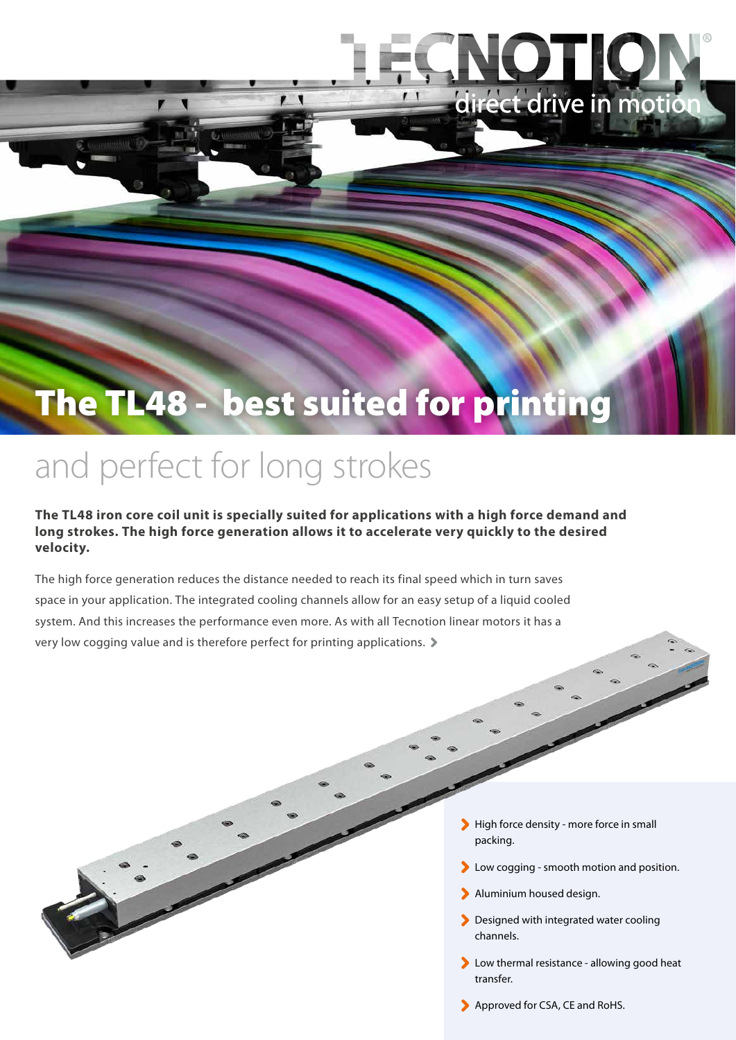TECNOTION®

direct drive in motion

# The TL48 - best suited for printing

## and perfect for long strokes

**The TL48 iron core coil unit is specially suited for applications with a high force demand and long strokes. The high force generation allows it to accelerate very quickly to the desired velocity.**

The high force generation reduces the distance needed to reach its final speed which in turn saves space in your application. The integrated cooling channels allow for an easy setup of a liquid cooled system. And this increases the performance even more. As with all Tecnotion linear motors it has a very low cogging value and is therefore perfect for printing applications.

- High force density - more force in small packing.
- Low cogging - smooth motion and position.
- Aluminium housed design.
- Designed with integrated water cooling channels.
- Low thermal resistance - allowing good heat transfer.
- Approved for CSA, CE and RoHS.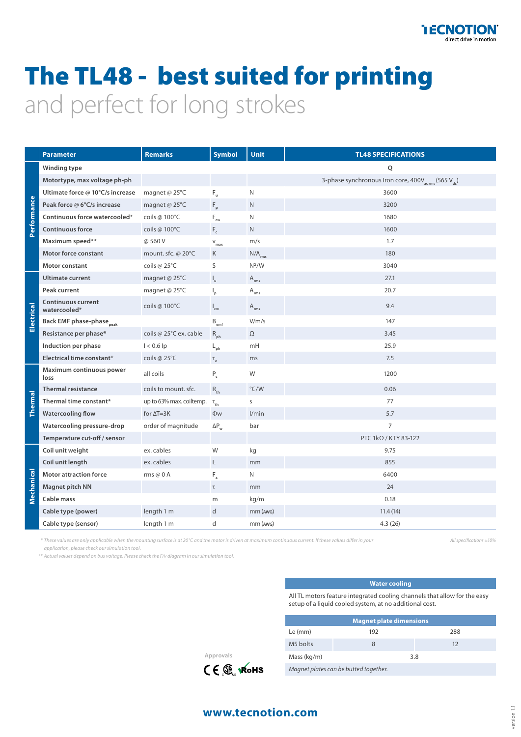# The TL48 - best suited for printing

and perfect for long strokes

| | Parameter | Remarks | Symbol | Unit | TL48 SPECIFICATIONS |
|---|---|---|---|---|---|
| Performance | Winding type | | | | Q |
| | Motortype, max voltage ph-ph | | | | 3-phase synchronous Iron core, 400$V_{ac\,rms}$ (565 $V_{dc}$) |
| | Ultimate force @ 10°C/s increase | magnet @ 25°C | $F_u$ | N | 3600 |
| | Peak force @ 6°C/s increase | magnet @ 25°C | $F_p$ | N | 3200 |
| | Continuous force watercooled* | coils @ 100°C | $F_{cw}$ | N | 1680 |
| | Continuous force | coils @ 100°C | $F_c$ | N | 1600 |
| | Maximum speed** | @ 560 V | $v_{max}$ | m/s | 1.7 |
| | Motor force constant | mount. sfc. @ 20°C | K | $N/A_{rms}$ | 180 |
| | Motor constant | coils @ 25°C | S | N²/W | 3040 |
| Electrical | Ultimate current | magnet @ 25°C | $I_u$ | $A_{rms}$ | 27.1 |
| | Peak current | magnet @ 25°C | $I_p$ | $A_{rms}$ | 20.7 |
| | Continuous current watercooled* | coils @ 100°C | $I_{cw}$ | $A_{rms}$ | 9.4 |
| | Back EMF phase-phase$_{peak}$ | | $B_{emf}$ | V/m/s | 147 |
| | Resistance per phase* | coils @ 25°C ex. cable | $R_{ph}$ | Ω | 3.45 |
| | Induction per phase | I < 0.6 Ip | $L_{ph}$ | mH | 25.9 |
| | Electrical time constant* | coils @ 25°C | $\tau_e$ | ms | 7.5 |
| Thermal | Maximum continuous power loss | all coils | $P_c$ | W | 1200 |
| | Thermal resistance | coils to mount. sfc. | $R_{th}$ | °C/W | 0.06 |
| | Thermal time constant* | up to 63% max. coiltemp. | $\tau_{th}$ | s | 77 |
| | Watercooling flow | for ΔT=3K | Φw | l/min | 5.7 |
| | Watercooling pressure-drop | order of magnitude | $\Delta P_w$ | bar | 7 |
| | Temperature cut-off / sensor | | | | PTC 1kΩ / KTY 83-122 |
| Mechanical | Coil unit weight | ex. cables | W | kg | 9.75 |
| | Coil unit length | ex. cables | L | mm | 855 |
| | Motor attraction force | rms @ 0 A | $F_a$ | N | 6400 |
| | Magnet pitch NN | | τ | mm | 24 |
| | Cable mass | | m | kg/m | 0.18 |
| | Cable type (power) | length 1 m | d | mm (AWG) | 11.4 (14) |
| | Cable type (sensor) | length 1 m | d | mm (AWG) | 4.3 (26) |

*\* These values are only applicable when the mounting surface is at 20°C and the motor is driven at maximum continuous current. If these values differ in your application, please check our simulation tool.*

*\*\* Actual values depend on bus voltage. Please check the F/v diagram in our simulation tool.*

*All specifications ±10%*

**Water cooling**

All TL motors feature integrated cooling channels that allow for the easy setup of a liquid cooled system, at no additional cost.

| Magnet plate dimensions | | |
|---|---|---|
| Le (mm) | 192 | 288 |
| M5 bolts | 8 | 12 |
| Mass (kg/m) | 3.8 | |
| *Magnet plates can be butted together.* | | |

Approvals

CE cULus RoHS

www.tecnotion.com